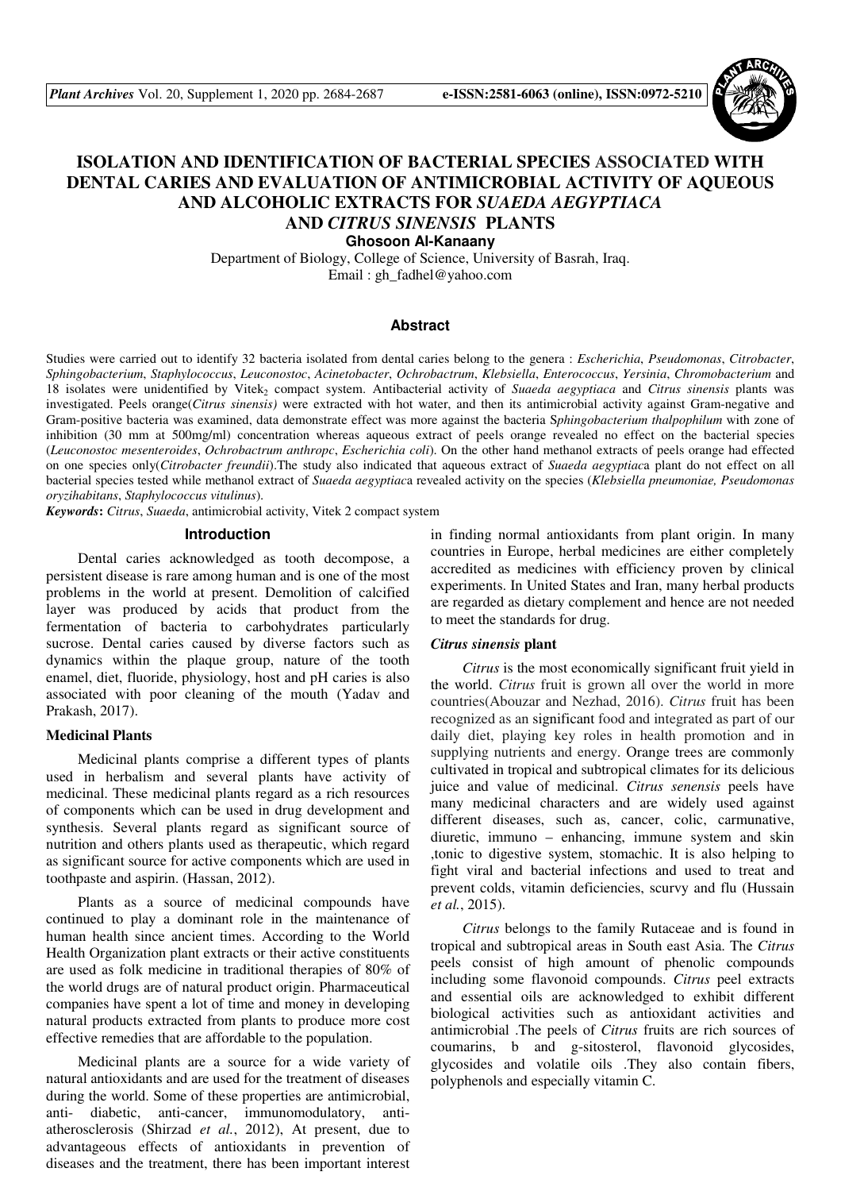# ISOLATION AND IDENTIFICATION OF BACTERIAL SPECIES ASSOCIATED WITH DENTAL CARIES AND EVALUATION OF ANTIMICROBIAL ACTIVITY OF AQUEOUS AND ALCOHOLIC EXTRACTS FOR *SUAEDA AEGYPTIACA* AND *CITRUS SINENSIS* PLANTS

**Ghosoon Al-Kanaany**

Department of Biology, College of Science, University of Basrah, Iraq.
Email : gh_fadhel@yahoo.com

## Abstract

Studies were carried out to identify 32 bacteria isolated from dental caries belong to the genera : *Escherichia*, *Pseudomonas*, *Citrobacter*, *Sphingobacterium*, *Staphylococcus*, *Leuconostoc*, *Acinetobacter*, *Ochrobactrum*, *Klebsiella*, *Enterococcus*, *Yersinia*, *Chromobacterium* and 18 isolates were unidentified by Vitek$_2$ compact system. Antibacterial activity of *Suaeda aegyptiaca* and *Citrus sinensis* plants was investigated. Peels orange(*Citrus sinensis)* were extracted with hot water, and then its antimicrobial activity against Gram-negative and Gram-positive bacteria was examined, data demonstrate effect was more against the bacteria S*phingobacterium thalpophilum* with zone of inhibition (30 mm at 500mg/ml) concentration whereas aqueous extract of peels orange revealed no effect on the bacterial species (*Leuconostoc mesenteroides*, *Ochrobactrum anthropc*, *Escherichia coli*). On the other hand methanol extracts of peels orange had effected on one species only(*Citrobacter freundii*).The study also indicated that aqueous extract of *Suaeda aegyptiac*a plant do not effect on all bacterial species tested while methanol extract of *Suaeda aegyptiac*a revealed activity on the species (*Klebsiella pneumoniae, Pseudomonas oryzihabitans*, *Staphylococcus vitulinus*).

***Keywords*:** *Citrus*, *Suaeda*, antimicrobial activity, Vitek 2 compact system

## Introduction

Dental caries acknowledged as tooth decompose, a persistent disease is rare among human and is one of the most problems in the world at present. Demolition of calcified layer was produced by acids that product from the fermentation of bacteria to carbohydrates particularly sucrose. Dental caries caused by diverse factors such as dynamics within the plaque group, nature of the tooth enamel, diet, fluoride, physiology, host and pH caries is also associated with poor cleaning of the mouth (Yadav and Prakash, 2017).

### Medicinal Plants

Medicinal plants comprise a different types of plants used in herbalism and several plants have activity of medicinal. These medicinal plants regard as a rich resources of components which can be used in drug development and synthesis. Several plants regard as significant source of nutrition and others plants used as therapeutic, which regard as significant source for active components which are used in toothpaste and aspirin. (Hassan, 2012).

Plants as a source of medicinal compounds have continued to play a dominant role in the maintenance of human health since ancient times. According to the World Health Organization plant extracts or their active constituents are used as folk medicine in traditional therapies of 80% of the world drugs are of natural product origin. Pharmaceutical companies have spent a lot of time and money in developing natural products extracted from plants to produce more cost effective remedies that are affordable to the population.

Medicinal plants are a source for a wide variety of natural antioxidants and are used for the treatment of diseases during the world. Some of these properties are antimicrobial, anti- diabetic, anti-cancer, immunomodulatory, anti-atherosclerosis (Shirzad *et al.*, 2012), At present, due to advantageous effects of antioxidants in prevention of diseases and the treatment, there has been important interest in finding normal antioxidants from plant origin. In many countries in Europe, herbal medicines are either completely accredited as medicines with efficiency proven by clinical experiments. In United States and Iran, many herbal products are regarded as dietary complement and hence are not needed to meet the standards for drug.

### *Citrus sinensis* plant

*Citrus* is the most economically significant fruit yield in the world. *Citrus* fruit is grown all over the world in more countries(Abouzar and Nezhad, 2016). *Citrus* fruit has been recognized as an significant food and integrated as part of our daily diet, playing key roles in health promotion and in supplying nutrients and energy. Orange trees are commonly cultivated in tropical and subtropical climates for its delicious juice and value of medicinal. *Citrus senensis* peels have many medicinal characters and are widely used against different diseases, such as, cancer, colic, carmunative, diuretic, immuno – enhancing, immune system and skin ,tonic to digestive system, stomachic. It is also helping to fight viral and bacterial infections and used to treat and prevent colds, vitamin deficiencies, scurvy and flu (Hussain *et al.*, 2015).

*Citrus* belongs to the family Rutaceae and is found in tropical and subtropical areas in South east Asia. The *Citrus* peels consist of high amount of phenolic compounds including some flavonoid compounds. *Citrus* peel extracts and essential oils are acknowledged to exhibit different biological activities such as antioxidant activities and antimicrobial .The peels of *Citrus* fruits are rich sources of coumarins, b and g-sitosterol, flavonoid glycosides, glycosides and volatile oils .They also contain fibers, polyphenols and especially vitamin C.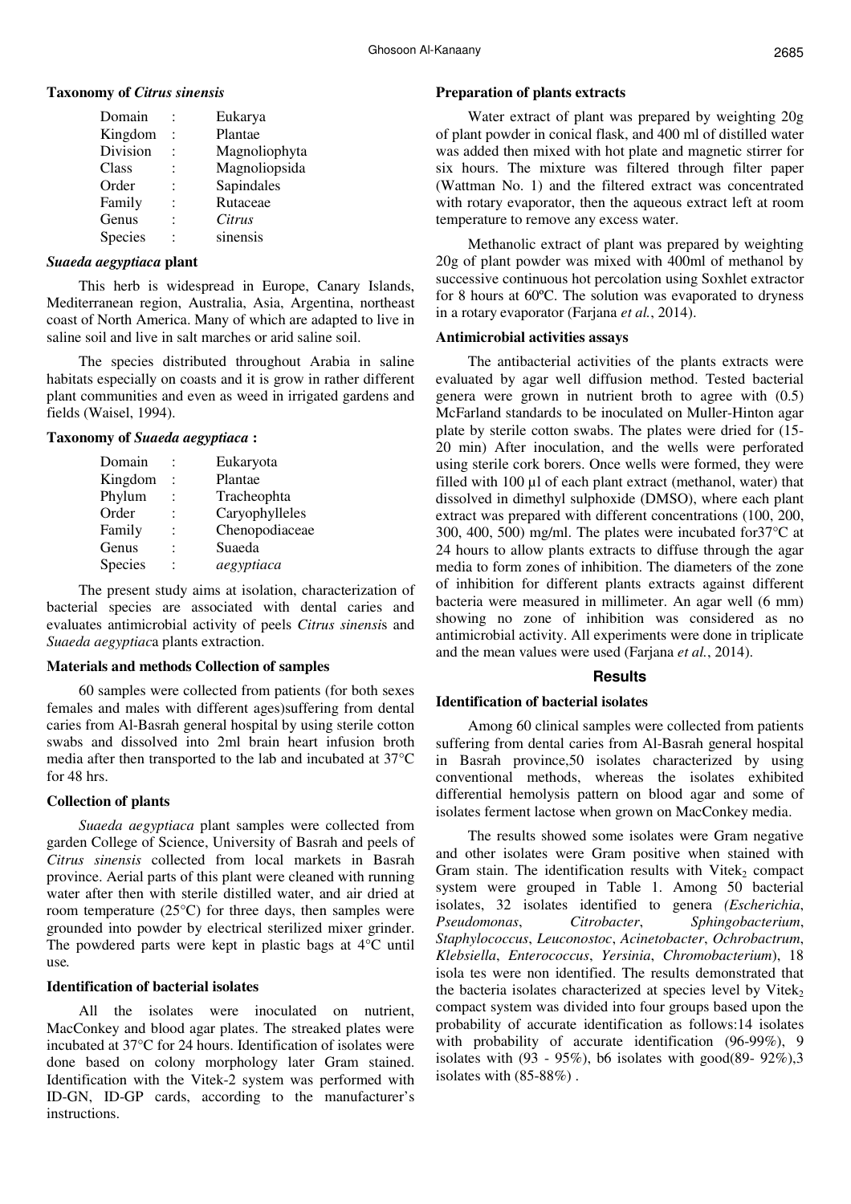**Taxonomy of *Citrus sinensis***

| | | |
|---|---|---|
| Domain | : | Eukarya |
| Kingdom | : | Plantae |
| Division | : | Magnoliophyta |
| Class | : | Magnoliopsida |
| Order | : | Sapindales |
| Family | : | Rutaceae |
| Genus | : | *Citrus* |
| Species | : | sinensis |

***Suaeda aegyptiaca* plant**

This herb is widespread in Europe, Canary Islands, Mediterranean region, Australia, Asia, Argentina, northeast coast of North America. Many of which are adapted to live in saline soil and live in salt marches or arid saline soil.

The species distributed throughout Arabia in saline habitats especially on coasts and it is grow in rather different plant communities and even as weed in irrigated gardens and fields (Waisel, 1994).

**Taxonomy of *Suaeda aegyptiaca* :**

| | | |
|---|---|---|
| Domain | : | Eukaryota |
| Kingdom | : | Plantae |
| Phylum | : | Tracheophta |
| Order | : | Caryophylleles |
| Family | : | Chenopodiaceae |
| Genus | : | Suaeda |
| Species | : | *aegyptiaca* |

The present study aims at isolation, characterization of bacterial species are associated with dental caries and evaluates antimicrobial activity of peels *Citrus sinensis* and *Suaeda aegyptiaca* plants extraction.

**Materials and methods Collection of samples**

60 samples were collected from patients (for both sexes females and males with different ages)suffering from dental caries from Al-Basrah general hospital by using sterile cotton swabs and dissolved into 2ml brain heart infusion broth media after then transported to the lab and incubated at 37°C for 48 hrs.

**Collection of plants**

*Suaeda aegyptiaca* plant samples were collected from garden College of Science, University of Basrah and peels of *Citrus sinensis* collected from local markets in Basrah province. Aerial parts of this plant were cleaned with running water after then with sterile distilled water, and air dried at room temperature (25°C) for three days, then samples were grounded into powder by electrical sterilized mixer grinder. The powdered parts were kept in plastic bags at 4°C until use.

**Identification of bacterial isolates**

All the isolates were inoculated on nutrient, MacConkey and blood agar plates. The streaked plates were incubated at 37°C for 24 hours. Identification of isolates were done based on colony morphology later Gram stained. Identification with the Vitek-2 system was performed with ID-GN, ID-GP cards, according to the manufacturer's instructions.

**Preparation of plants extracts**

Water extract of plant was prepared by weighting 20g of plant powder in conical flask, and 400 ml of distilled water was added then mixed with hot plate and magnetic stirrer for six hours. The mixture was filtered through filter paper (Wattman No. 1) and the filtered extract was concentrated with rotary evaporator, then the aqueous extract left at room temperature to remove any excess water.

Methanolic extract of plant was prepared by weighting 20g of plant powder was mixed with 400ml of methanol by successive continuous hot percolation using Soxhlet extractor for 8 hours at 60ºC. The solution was evaporated to dryness in a rotary evaporator (Farjana *et al.*, 2014).

**Antimicrobial activities assays**

The antibacterial activities of the plants extracts were evaluated by agar well diffusion method. Tested bacterial genera were grown in nutrient broth to agree with (0.5) McFarland standards to be inoculated on Muller-Hinton agar plate by sterile cotton swabs. The plates were dried for (15-20 min) After inoculation, and the wells were perforated using sterile cork borers. Once wells were formed, they were filled with 100 µl of each plant extract (methanol, water) that dissolved in dimethyl sulphoxide (DMSO), where each plant extract was prepared with different concentrations (100, 200, 300, 400, 500) mg/ml. The plates were incubated for37°C at 24 hours to allow plants extracts to diffuse through the agar media to form zones of inhibition. The diameters of the zone of inhibition for different plants extracts against different bacteria were measured in millimeter. An agar well (6 mm) showing no zone of inhibition was considered as no antimicrobial activity. All experiments were done in triplicate and the mean values were used (Farjana *et al.*, 2014).

## Results

**Identification of bacterial isolates**

Among 60 clinical samples were collected from patients suffering from dental caries from Al-Basrah general hospital in Basrah province,50 isolates characterized by using conventional methods, whereas the isolates exhibited differential hemolysis pattern on blood agar and some of isolates ferment lactose when grown on MacConkey media.

The results showed some isolates were Gram negative and other isolates were Gram positive when stained with Gram stain. The identification results with $Vitek_2$ compact system were grouped in Table 1. Among 50 bacterial isolates, 32 isolates identified to genera *(Escherichia*, *Pseudomonas*, *Citrobacter*, *Sphingobacterium*, *Staphylococcus*, *Leuconostoc*, *Acinetobacter*, *Ochrobactrum*, *Klebsiella*, *Enterococcus*, *Yersinia*, *Chromobacterium*), 18 isola tes were non identified. The results demonstrated that the bacteria isolates characterized at species level by $Vitek_2$ compact system was divided into four groups based upon the probability of accurate identification as follows:14 isolates with probability of accurate identification (96-99%), 9 isolates with (93 - 95%), b6 isolates with good(89- 92%),3 isolates with (85-88%) .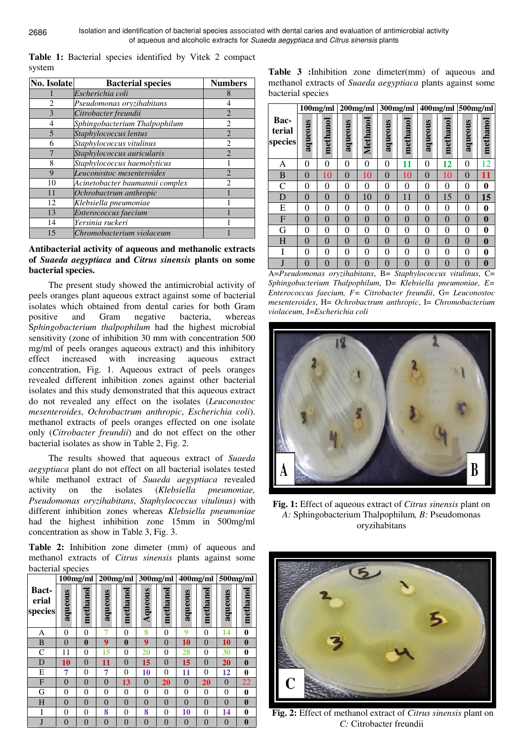**Table 1:** Bacterial species identified by Vitek 2 compact system

| No. Isolate | Bacterial species | Numbers |
|---|---|---|
| 1 | *Escherichia coli* | 8 |
| 2 | *Pseudomonas oryzihabitans* | 4 |
| 3 | *Citrobacter freundii* | 2 |
| 4 | *Sphingobacterium Thalpophilum* | 2 |
| 5 | *Staphylococcus lentus* | 2 |
| 6 | *Staphylococcus vitulinus* | 2 |
| 7 | *Staphylococcus auricularis* | 2 |
| 8 | *Staphylococcus haemolyticus* | 1 |
| 9 | *Leuconostoc mesenteroides* | 2 |
| 10 | *Acinetobacter baumannii complex* | 2 |
| 11 | *Ochrobactrum anthropic* | 1 |
| 12 | *Klebsiella pneumoniae* | 1 |
| 13 | *Enterococcus faecium* | 1 |
| 14 | *Yersinia ruckeri* | 1 |
| 15 | *Chromobacterium violaceum* | 1 |

**Antibacterial activity of aqueous and methanolic extracts of *Suaeda aegyptiaca* and *Citrus sinensis* plants on some bacterial species.**

The present study showed the antimicrobial activity of peels oranges plant aqueous extract against some of bacterial isolates which obtained from dental caries for both Gram positive and Gram negative bacteria, whereas S*phingobacterium thalpophilum* had the highest microbial sensitivity (zone of inhibition 30 mm with concentration 500 mg/ml of peels oranges aqueous extract) and this inhibitory effect increased with increasing aqueous extract concentration, Fig. 1. Aqueous extract of peels oranges revealed different inhibition zones against other bacterial isolates and this study demonstrated that this aqueous extract do not revealed any effect on the isolates (*Leuconostoc mesenteroides*, *Ochrobactrum anthropic*, *Escherichia coli*). methanol extracts of peels oranges effected on one isolate only (*Citrobacter freundii*) and do not effect on the other bacterial isolates as show in Table 2, Fig. 2.

The results showed that aqueous extract of *Suaeda aegyptiaca* plant do not effect on all bacterial isolates tested while methanol extract of *Suaeda aegyptiaca* revealed activity on the isolates (*Klebsiella pneumoniae, Pseudomonas oryzihabitans*, *Staphylococcus vitulinus)* with different inhibition zones whereas *Klebsiella pneumoniae* had the highest inhibition zone 15mm in 500mg/ml concentration as show in Table 3, Fig. 3.

**Table 2:** Inhibition zone dimeter (mm) of aqueous and methanol extracts of *Citrus sinensis* plants against some bacterial species

| Bact-erial species | 100mg/ml | | 200mg/ml | | 300mg/ml | | 400mg/ml | | 500mg/ml | |
|---|---|---|---|---|---|---|---|---|---|---|
| | aqueous | methanol | aqueous | methanol | Aqueous | methanol | aqueous | methanol | aqueous | methanol |
| A | 0 | 0 | 7 | 0 | 8 | 0 | 9 | 0 | 14 | **0** |
| B | 0 | **0** | 9 | **0** | 9 | 0 | 10 | 0 | 10 | **0** |
| C | 11 | 0 | 15 | 0 | 20 | 0 | 28 | 0 | 30 | **0** |
| D | 10 | 0 | 11 | 0 | 15 | 0 | 15 | 0 | 20 | **0** |
| E | 7 | 0 | 7 | 0 | 10 | 0 | 11 | 0 | 12 | **0** |
| F | 0 | 0 | 0 | 13 | 0 | 20 | 0 | 20 | 0 | 22 |
| G | 0 | 0 | 0 | 0 | 0 | 0 | 0 | 0 | 0 | **0** |
| H | 0 | 0 | 0 | 0 | 0 | 0 | 0 | 0 | 0 | **0** |
| I | 0 | 0 | 8 | 0 | 8 | 0 | 10 | 0 | 14 | **0** |
| J | 0 | 0 | 0 | 0 | 0 | 0 | 0 | 0 | 0 | **0** |

**Table 3 :**Inhibition zone dimeter(mm) of aqueous and methanol extracts of *Suaeda aegyptiaca* plants against some bacterial species

| Bac-terial species | 100mg/ml | | 200mg/ml | | 300mg/ml | | 400mg/ml | | 500mg/ml | |
|---|---|---|---|---|---|---|---|---|---|---|
| | aqueous | methanol | aqueous | Methanol | aqueous | methanol | aqueous | methanol | aqueous | methanol |
| A | 0 | 0 | 0 | 0 | 0 | 11 | 0 | 12 | 0 | 12 |
| B | 0 | 10 | 0 | 10 | 0 | 10 | 0 | 10 | 0 | 11 |
| C | 0 | 0 | 0 | 0 | 0 | 0 | 0 | 0 | 0 | **0** |
| D | 0 | 0 | 0 | 10 | 0 | 11 | 0 | 15 | 0 | **15** |
| E | 0 | 0 | 0 | 0 | 0 | 0 | 0 | 0 | 0 | **0** |
| F | 0 | 0 | 0 | 0 | 0 | 0 | 0 | 0 | 0 | **0** |
| G | 0 | 0 | 0 | 0 | 0 | 0 | 0 | 0 | 0 | **0** |
| H | 0 | 0 | 0 | 0 | 0 | 0 | 0 | 0 | 0 | **0** |
| I | 0 | 0 | 0 | 0 | 0 | 0 | 0 | 0 | 0 | **0** |
| J | 0 | 0 | 0 | 0 | 0 | 0 | 0 | 0 | 0 | **0** |

A=*Pseudomonas oryzihabitans*, B= *Staphylococcus vitulinus*, C= *Sphingobacterium Thalpophilum*, D= *Klebsiella pneumoniae, E= Enterococcus faecium, F= Citrobacter freundii*, G= *Leuconostoc mesenteroides*, H= *Ochrobactrum anthropic*, I= *Chromobacterium violaceum*, J=*Escherichia coli*

**Fig. 1:** Effect of aqueous extract of *Citrus sinensis* plant on *A:* Sphingobacterium Thalpophilum*, B:* Pseudomonas oryzihabitans

**Fig. 2:** Effect of methanol extract of *Citrus sinensis* plant on *C:* Citrobacter freundii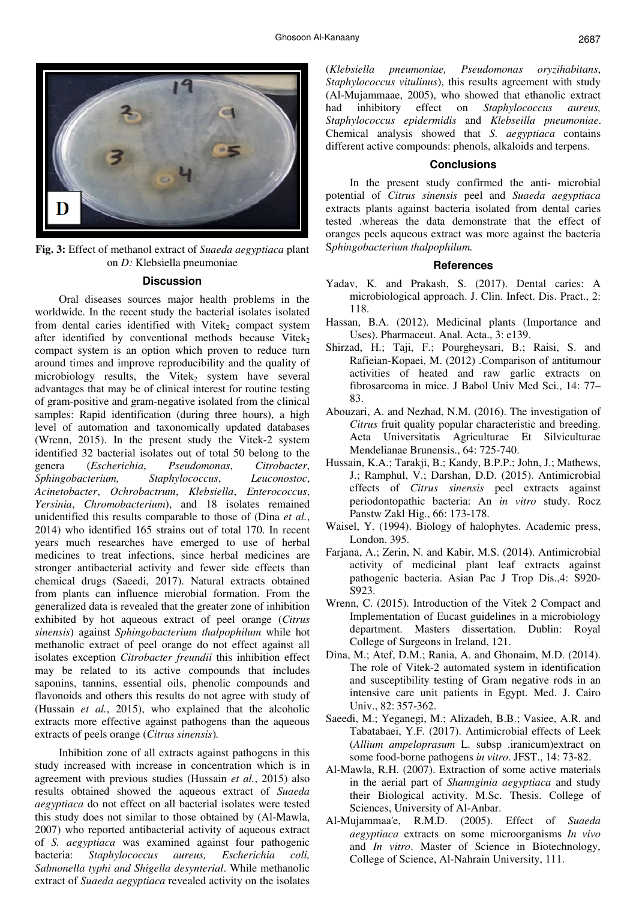Fig. 3: Effect of methanol extract of *Suaeda aegyptiaca* plant on *D:* Klebsiella pneumoniae

## Discussion

Oral diseases sources major health problems in the worldwide. In the recent study the bacterial isolates isolated from dental caries identified with $Vitek_2$ compact system after identified by conventional methods because $Vitek_2$ compact system is an option which proven to reduce turn around times and improve reproducibility and the quality of microbiology results, the $Vitek_2$ system have several advantages that may be of clinical interest for routine testing of gram-positive and gram-negative isolated from the clinical samples: Rapid identification (during three hours), a high level of automation and taxonomically updated databases (Wrenn, 2015). In the present study the Vitek-2 system identified 32 bacterial isolates out of total 50 belong to the genera (*Escherichia*, *Pseudomonas*, *Citrobacter*, *Sphingobacterium, Staphylococcus*, *Leuconostoc*, *Acinetobacter*, *Ochrobactrum*, *Klebsiella*, *Enterococcus*, *Yersinia*, *Chromobacterium*), and 18 isolates remained unidentified this results comparable to those of (Dina *et al.*, 2014) who identified 165 strains out of total 170. In recent years much researches have emerged to use of herbal medicines to treat infections, since herbal medicines are stronger antibacterial activity and fewer side effects than chemical drugs (Saeedi, 2017). Natural extracts obtained from plants can influence microbial formation. From the generalized data is revealed that the greater zone of inhibition exhibited by hot aqueous extract of peel orange (*Citrus sinensis*) against *Sphingobacterium thalpophilum* while hot methanolic extract of peel orange do not effect against all isolates exception *Citrobacter freundii* this inhibition effect may be related to its active compounds that includes saponins, tannins, essential oils, phenolic compounds and flavonoids and others this results do not agree with study of (Hussain *et al.*, 2015), who explained that the alcoholic extracts more effective against pathogens than the aqueous extracts of peels orange (*Citrus sinensis*).

Inhibition zone of all extracts against pathogens in this study increased with increase in concentration which is in agreement with previous studies (Hussain *et al.*, 2015) also results obtained showed the aqueous extract of *Suaeda aegyptiaca* do not effect on all bacterial isolates were tested this study does not similar to those obtained by (Al-Mawla, 2007) who reported antibacterial activity of aqueous extract of *S. aegyptiaca* was examined against four pathogenic bacteria: *Staphylococcus aureus, Escherichia coli, Salmonella typhi and Shigella desynterial*. While methanolic extract of *Suaeda aegyptiaca* revealed activity on the isolates (*Klebsiella pneumoniae, Pseudomonas oryzihabitans*, *Staphylococcus vitulinus*), this results agreement with study (Al-Mujammaae, 2005), who showed that ethanolic extract had inhibitory effect on *Staphylococcus aureus, Staphylococcus epidermidis* and *Klebseilla pneumoniae*. Chemical analysis showed that *S. aegyptiaca* contains different active compounds: phenols, alkaloids and terpens.

## Conclusions

In the present study confirmed the anti- microbial potential of *Citrus sinensis* peel and *Suaeda aegyptiaca* extracts plants against bacteria isolated from dental caries tested .whereas the data demonstrate that the effect of oranges peels aqueous extract was more against the bacteria S*phingobacterium thalpophilum.*

## References

Yadav, K. and Prakash, S. (2017). Dental caries: A microbiological approach. J. Clin. Infect. Dis. Pract., 2: 118.

Hassan, B.A. (2012). Medicinal plants (Importance and Uses). Pharmaceut. Anal. Acta., 3: e139.

Shirzad, H.; Taji, F.; Pourgheysari, B.; Raisi, S. and Rafieian-Kopaei, M. (2012) .Comparison of antitumour activities of heated and raw garlic extracts on fibrosarcoma in mice. J Babol Univ Med Sci., 14: 77–83.

Abouzari, A. and Nezhad, N.M. (2016). The investigation of *Citrus* fruit quality popular characteristic and breeding. Acta Universitatis Agriculturae Et Silviculturae Mendelianae Brunensis., 64: 725-740.

Hussain, K.A.; Tarakji, B.; Kandy, B.P.P.; John, J.; Mathews, J.; Ramphul, V.; Darshan, D.D. (2015). Antimicrobial effects of *Citrus sinensis* peel extracts against periodontopathic bacteria: An *in vitro* study. Rocz Panstw Zakl Hig., 66: 173-178.

Waisel, Y. (1994). Biology of halophytes. Academic press, London. 395.

Farjana, A.; Zerin, N. and Kabir, M.S. (2014). Antimicrobial activity of medicinal plant leaf extracts against pathogenic bacteria. Asian Pac J Trop Dis.,4: S920-S923.

Wrenn, C. (2015). Introduction of the Vitek 2 Compact and Implementation of Eucast guidelines in a microbiology department. Masters dissertation. Dublin: Royal College of Surgeons in Ireland, 121.

Dina, M.; Atef, D.M.; Rania, A. and Ghonaim, M.D. (2014). The role of Vitek-2 automated system in identification and susceptibility testing of Gram negative rods in an intensive care unit patients in Egypt. Med. J. Cairo Univ., 82: 357-362.

Saeedi, M.; Yeganegi, M.; Alizadeh, B.B.; Vasiee, A.R. and Tabatabaei, Y.F. (2017). Antimicrobial effects of Leek (*Allium ampeloprasum* L. subsp .iranicum)extract on some food-borne pathogens *in vitro*. JFST., 14: 73-82.

Al-Mawla, R.H. (2007). Extraction of some active materials in the aerial part of *Shannginia aegyptiaca* and study their Biological activity. M.Sc. Thesis. College of Sciences, University of Al-Anbar.

Al-Mujammaa'e, R.M.D. (2005). Effect of *Suaeda aegyptiaca* extracts on some microorganisms *In vivo* and *In vitro*. Master of Science in Biotechnology, College of Science, Al-Nahrain University, 111.